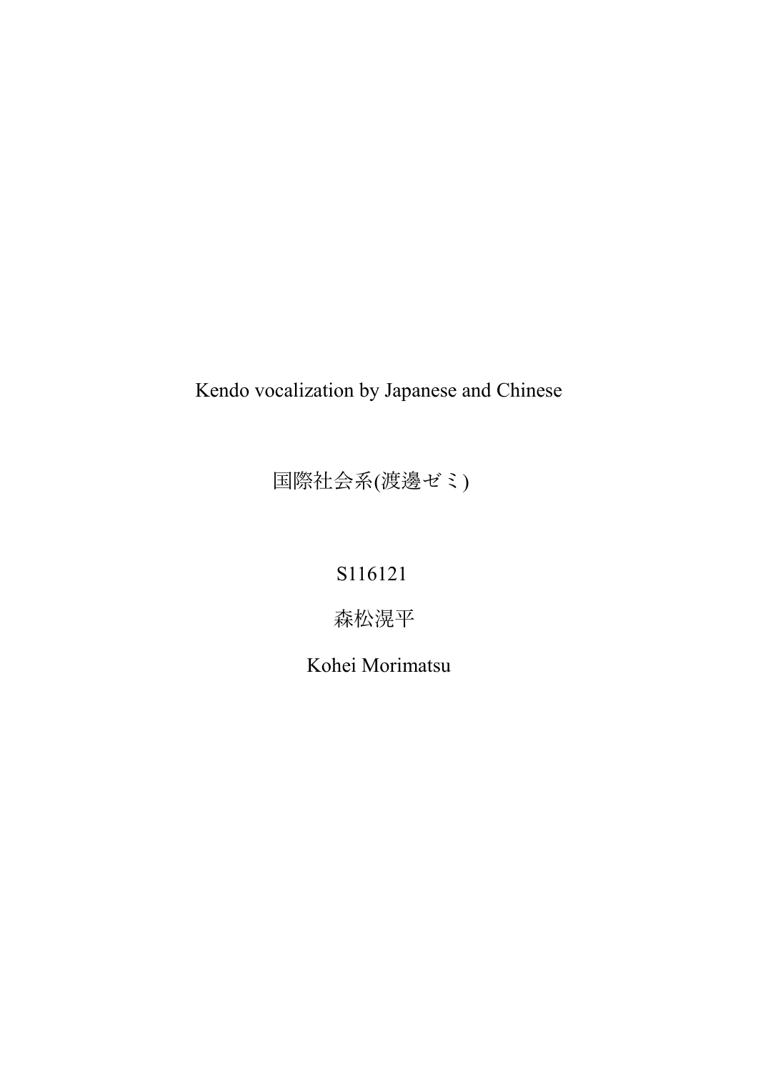# Kendo vocalization by Japanese and Chinese

国際社会系(渡邊ゼミ)

S116121

森松滉平

Kohei Morimatsu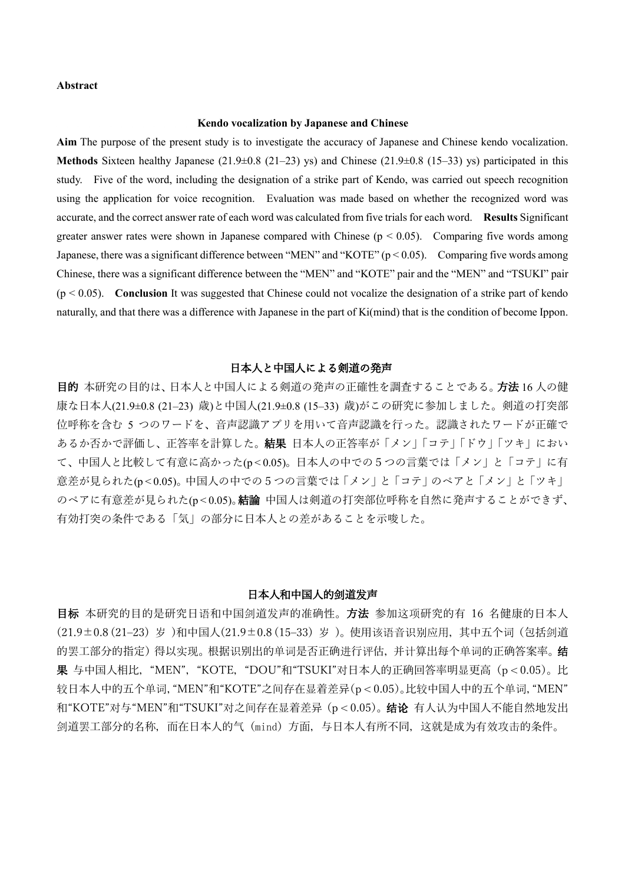**Abstract**

**Kendo vocalization by Japanese and Chinese**

**Aim** The purpose of the present study is to investigate the accuracy of Japanese and Chinese kendo vocalization. **Methods** Sixteen healthy Japanese (21.9±0.8 (21–23) ys) and Chinese (21.9±0.8 (15–33) ys) participated in this study. Five of the word, including the designation of a strike part of Kendo, was carried out speech recognition using the application for voice recognition. Evaluation was made based on whether the recognized word was accurate, and the correct answer rate of each word was calculated from five trials for each word. **Results** Significant greater answer rates were shown in Japanese compared with Chinese ($p < 0.05$). Comparing five words among Japanese, there was a significant difference between "MEN" and "KOTE" ($p < 0.05$). Comparing five words among Chinese, there was a significant difference between the "MEN" and "KOTE" pair and the "MEN" and "TSUKI" pair ($p < 0.05$). **Conclusion** It was suggested that Chinese could not vocalize the designation of a strike part of kendo naturally, and that there was a difference with Japanese in the part of Ki(mind) that is the condition of become Ippon.

**日本人と中国人による剣道の発声**

**目的** 本研究の目的は、日本人と中国人による剣道の発声の正確性を調査することである。**方法** 16 人の健康な日本人(21.9±0.8 (21–23) 歳)と中国人(21.9±0.8 (15–33) 歳)がこの研究に参加しました。剣道の打突部位呼称を含む 5 つのワードを、音声認識アプリを用いて音声認識を行った。認識されたワードが正確であるか否かで評価し、正答率を計算した。**結果** 日本人の正答率が「メン」「コテ」「ドウ」「ツキ」において、中国人と比較して有意に高かった($p < 0.05$)。日本人の中での 5 つの言葉では「メン」と「コテ」に有意差が見られた($p < 0.05$)。中国人の中での 5 つの言葉では「メン」と「コテ」のペアと「メン」と「ツキ」のペアに有意差が見られた($p < 0.05$)。**結論** 中国人は剣道の打突部位呼称を自然に発声することができず、有効打突の条件である「気」の部分に日本人との差があることを示唆した。

**日本人和中国人的剑道发声**

**目标** 本研究的目的是研究日语和中国剑道发声的准确性。**方法** 参加这项研究的有 16 名健康的日本人(21.9±0.8(21–23) 岁 )和中国人(21.9±0.8(15–33) 岁 )。使用该语音识别应用，其中五个词（包括剑道的罢工部分的指定）得以实现。根据识别出的单词是否正确进行评估，并计算出每个单词的正确答案率。**结果** 与中国人相比，"MEN"，"KOTE，"DOU"和"TSUKI"对日本人的正确回答率明显更高（$p < 0.05$）。比较日本人中的五个单词，"MEN"和"KOTE"之间存在显着差异($p < 0.05$)。比较中国人中的五个单词，"MEN"和"KOTE"对与"MEN"和"TSUKI"对之间存在显着差异（$p < 0.05$）。**结论** 有人认为中国人不能自然地发出剑道罢工部分的名称，而在日本人的气（mind）方面，与日本人有所不同，这就是成为有效攻击的条件。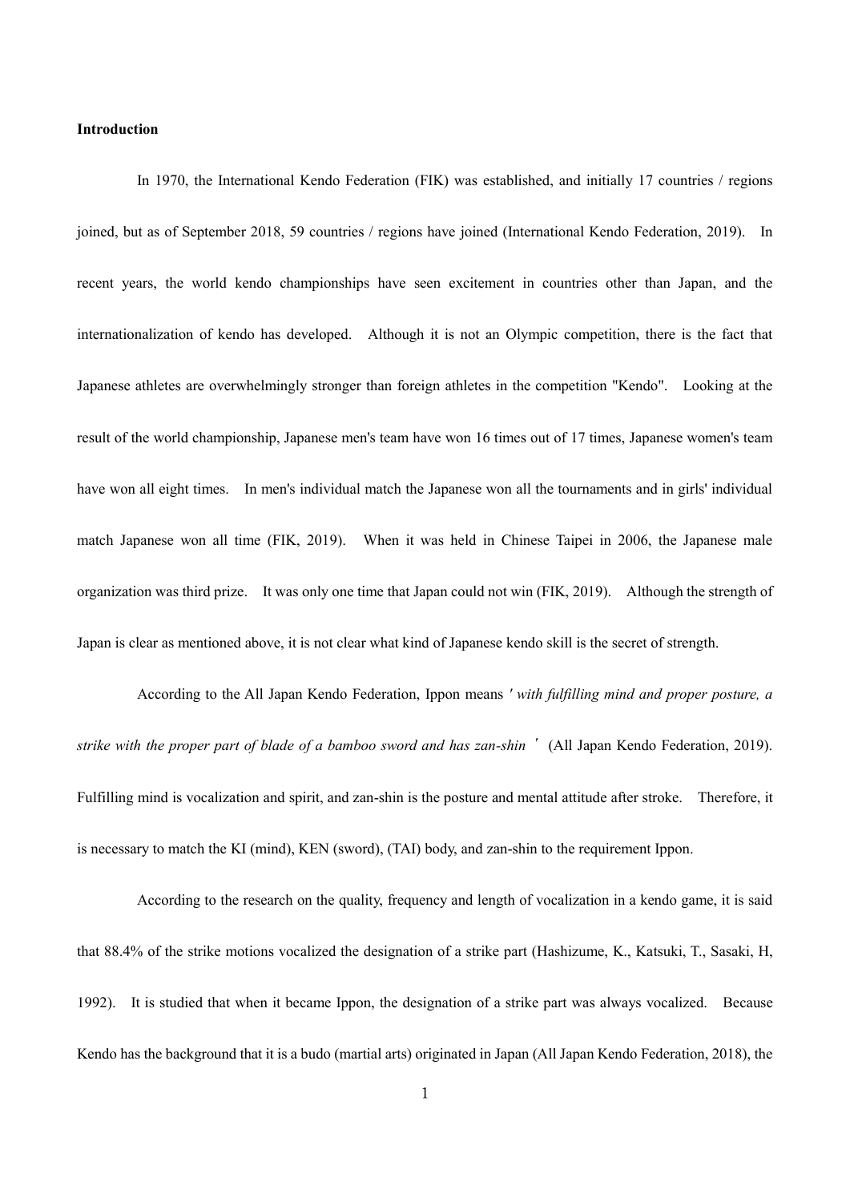**Introduction**

In 1970, the International Kendo Federation (FIK) was established, and initially 17 countries / regions joined, but as of September 2018, 59 countries / regions have joined (International Kendo Federation, 2019). In recent years, the world kendo championships have seen excitement in countries other than Japan, and the internationalization of kendo has developed. Although it is not an Olympic competition, there is the fact that Japanese athletes are overwhelmingly stronger than foreign athletes in the competition "Kendo". Looking at the result of the world championship, Japanese men's team have won 16 times out of 17 times, Japanese women's team have won all eight times. In men's individual match the Japanese won all the tournaments and in girls' individual match Japanese won all time (FIK, 2019). When it was held in Chinese Taipei in 2006, the Japanese male organization was third prize. It was only one time that Japan could not win (FIK, 2019). Although the strength of Japan is clear as mentioned above, it is not clear what kind of Japanese kendo skill is the secret of strength.

According to the All Japan Kendo Federation, Ippon means *′ with fulfilling mind and proper posture, a strike with the proper part of blade of a bamboo sword and has zan-shin ′* (All Japan Kendo Federation, 2019). Fulfilling mind is vocalization and spirit, and zan-shin is the posture and mental attitude after stroke. Therefore, it is necessary to match the KI (mind), KEN (sword), (TAI) body, and zan-shin to the requirement Ippon.

According to the research on the quality, frequency and length of vocalization in a kendo game, it is said that 88.4% of the strike motions vocalized the designation of a strike part (Hashizume, K., Katsuki, T., Sasaki, H, 1992). It is studied that when it became Ippon, the designation of a strike part was always vocalized. Because Kendo has the background that it is a budo (martial arts) originated in Japan (All Japan Kendo Federation, 2018), the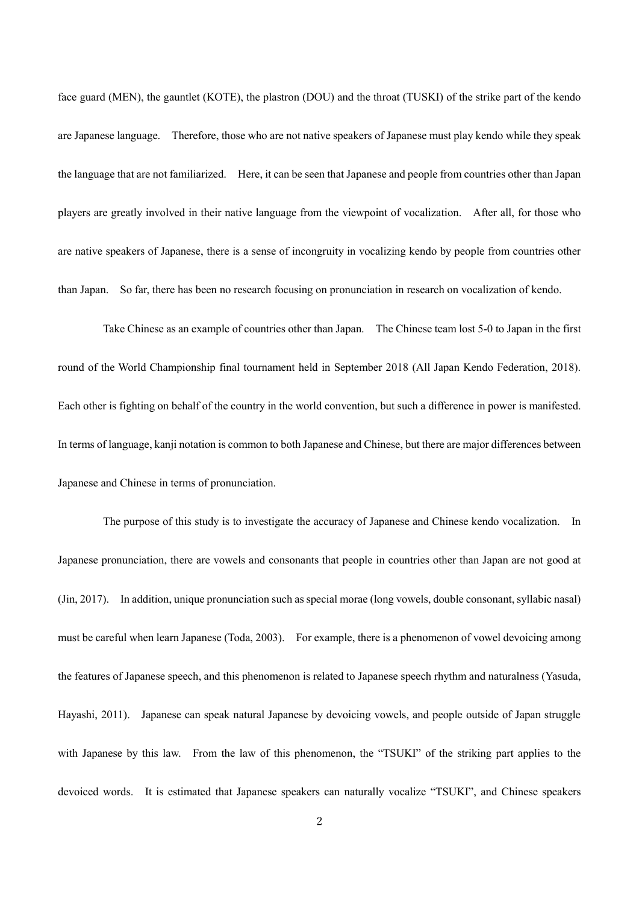face guard (MEN), the gauntlet (KOTE), the plastron (DOU) and the throat (TUSKI) of the strike part of the kendo are Japanese language. Therefore, those who are not native speakers of Japanese must play kendo while they speak the language that are not familiarized. Here, it can be seen that Japanese and people from countries other than Japan players are greatly involved in their native language from the viewpoint of vocalization. After all, for those who are native speakers of Japanese, there is a sense of incongruity in vocalizing kendo by people from countries other than Japan. So far, there has been no research focusing on pronunciation in research on vocalization of kendo.

Take Chinese as an example of countries other than Japan. The Chinese team lost 5-0 to Japan in the first round of the World Championship final tournament held in September 2018 (All Japan Kendo Federation, 2018). Each other is fighting on behalf of the country in the world convention, but such a difference in power is manifested. In terms of language, kanji notation is common to both Japanese and Chinese, but there are major differences between Japanese and Chinese in terms of pronunciation.

The purpose of this study is to investigate the accuracy of Japanese and Chinese kendo vocalization. In Japanese pronunciation, there are vowels and consonants that people in countries other than Japan are not good at (Jin, 2017). In addition, unique pronunciation such as special morae (long vowels, double consonant, syllabic nasal) must be careful when learn Japanese (Toda, 2003). For example, there is a phenomenon of vowel devoicing among the features of Japanese speech, and this phenomenon is related to Japanese speech rhythm and naturalness (Yasuda, Hayashi, 2011). Japanese can speak natural Japanese by devoicing vowels, and people outside of Japan struggle with Japanese by this law. From the law of this phenomenon, the "TSUKI" of the striking part applies to the devoiced words. It is estimated that Japanese speakers can naturally vocalize "TSUKI", and Chinese speakers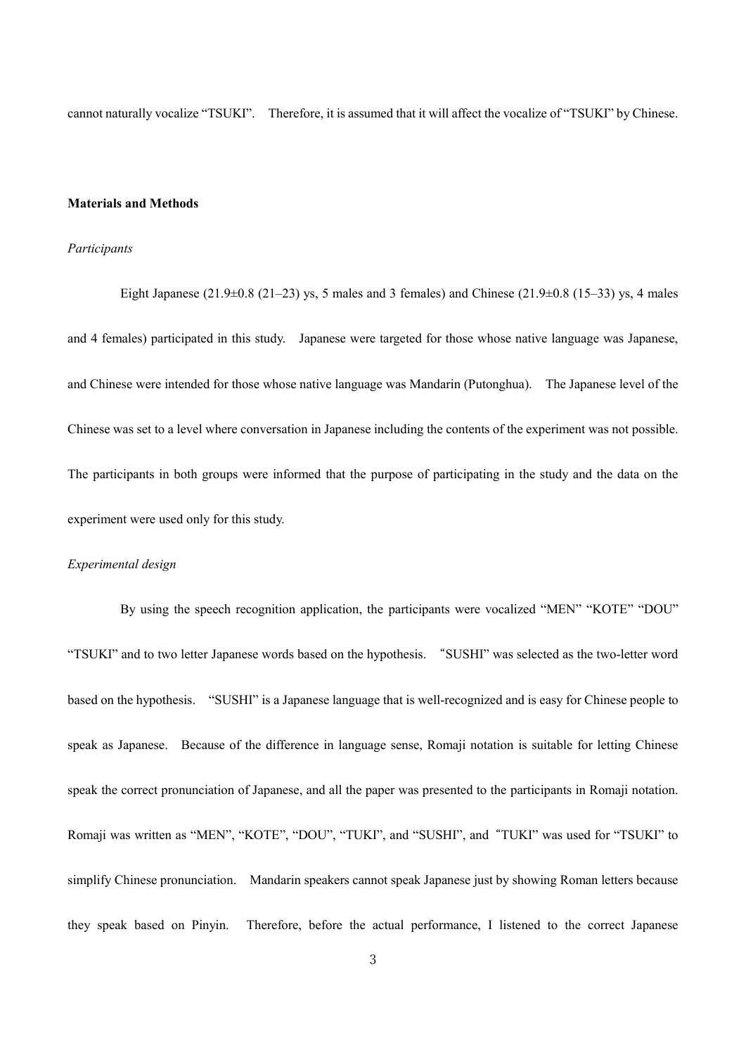cannot naturally vocalize "TSUKI". Therefore, it is assumed that it will affect the vocalize of "TSUKI" by Chinese.

## Materials and Methods

### *Participants*

Eight Japanese (21.9±0.8 (21–23) ys, 5 males and 3 females) and Chinese (21.9±0.8 (15–33) ys, 4 males and 4 females) participated in this study. Japanese were targeted for those whose native language was Japanese, and Chinese were intended for those whose native language was Mandarin (Putonghua). The Japanese level of the Chinese was set to a level where conversation in Japanese including the contents of the experiment was not possible. The participants in both groups were informed that the purpose of participating in the study and the data on the experiment were used only for this study.

### *Experimental design*

By using the speech recognition application, the participants were vocalized "MEN" "KOTE" "DOU" "TSUKI" and to two letter Japanese words based on the hypothesis. "SUSHI" was selected as the two-letter word based on the hypothesis. "SUSHI" is a Japanese language that is well-recognized and is easy for Chinese people to speak as Japanese. Because of the difference in language sense, Romaji notation is suitable for letting Chinese speak the correct pronunciation of Japanese, and all the paper was presented to the participants in Romaji notation. Romaji was written as "MEN", "KOTE", "DOU", "TUKI", and "SUSHI", and "TUKI" was used for "TSUKI" to simplify Chinese pronunciation. Mandarin speakers cannot speak Japanese just by showing Roman letters because they speak based on Pinyin. Therefore, before the actual performance, I listened to the correct Japanese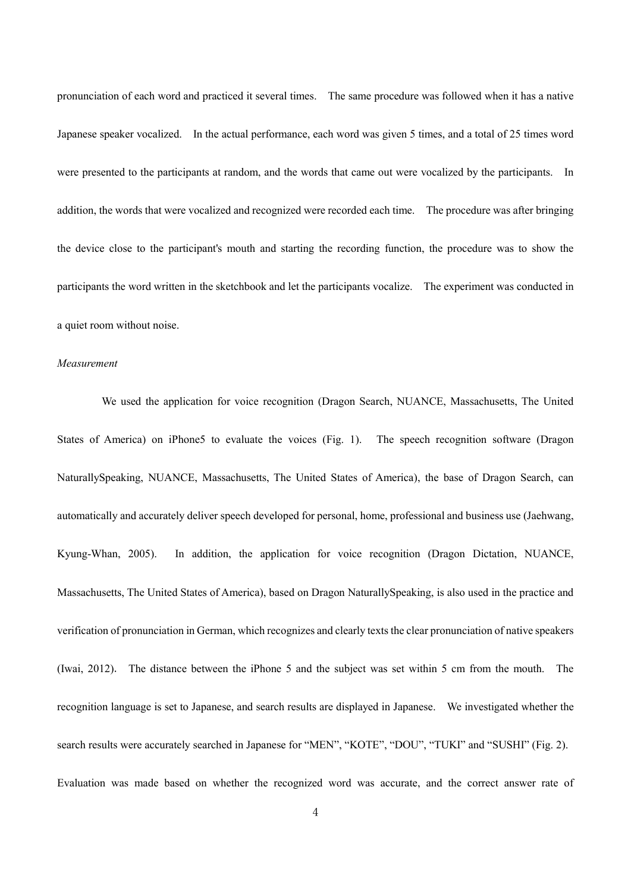pronunciation of each word and practiced it several times. The same procedure was followed when it has a native Japanese speaker vocalized. In the actual performance, each word was given 5 times, and a total of 25 times word were presented to the participants at random, and the words that came out were vocalized by the participants. In addition, the words that were vocalized and recognized were recorded each time. The procedure was after bringing the device close to the participant's mouth and starting the recording function, the procedure was to show the participants the word written in the sketchbook and let the participants vocalize. The experiment was conducted in a quiet room without noise.

*Measurement*

We used the application for voice recognition (Dragon Search, NUANCE, Massachusetts, The United States of America) on iPhone5 to evaluate the voices (Fig. 1). The speech recognition software (Dragon NaturallySpeaking, NUANCE, Massachusetts, The United States of America), the base of Dragon Search, can automatically and accurately deliver speech developed for personal, home, professional and business use (Jaehwang, Kyung-Whan, 2005). In addition, the application for voice recognition (Dragon Dictation, NUANCE, Massachusetts, The United States of America), based on Dragon NaturallySpeaking, is also used in the practice and verification of pronunciation in German, which recognizes and clearly texts the clear pronunciation of native speakers (Iwai, 2012). The distance between the iPhone 5 and the subject was set within 5 cm from the mouth. The recognition language is set to Japanese, and search results are displayed in Japanese. We investigated whether the search results were accurately searched in Japanese for "MEN", "KOTE", "DOU", "TUKI" and "SUSHI" (Fig. 2). Evaluation was made based on whether the recognized word was accurate, and the correct answer rate of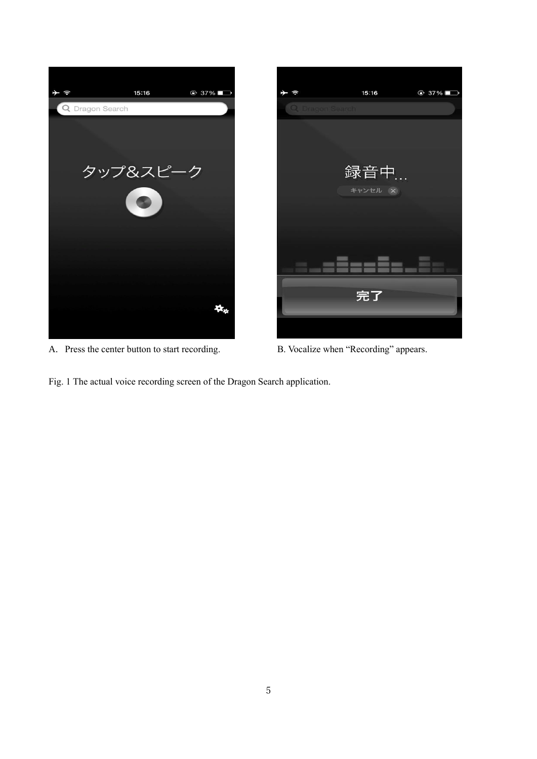A. Press the center button to start recording.

B. Vocalize when “Recording” appears.

Fig. 1 The actual voice recording screen of the Dragon Search application.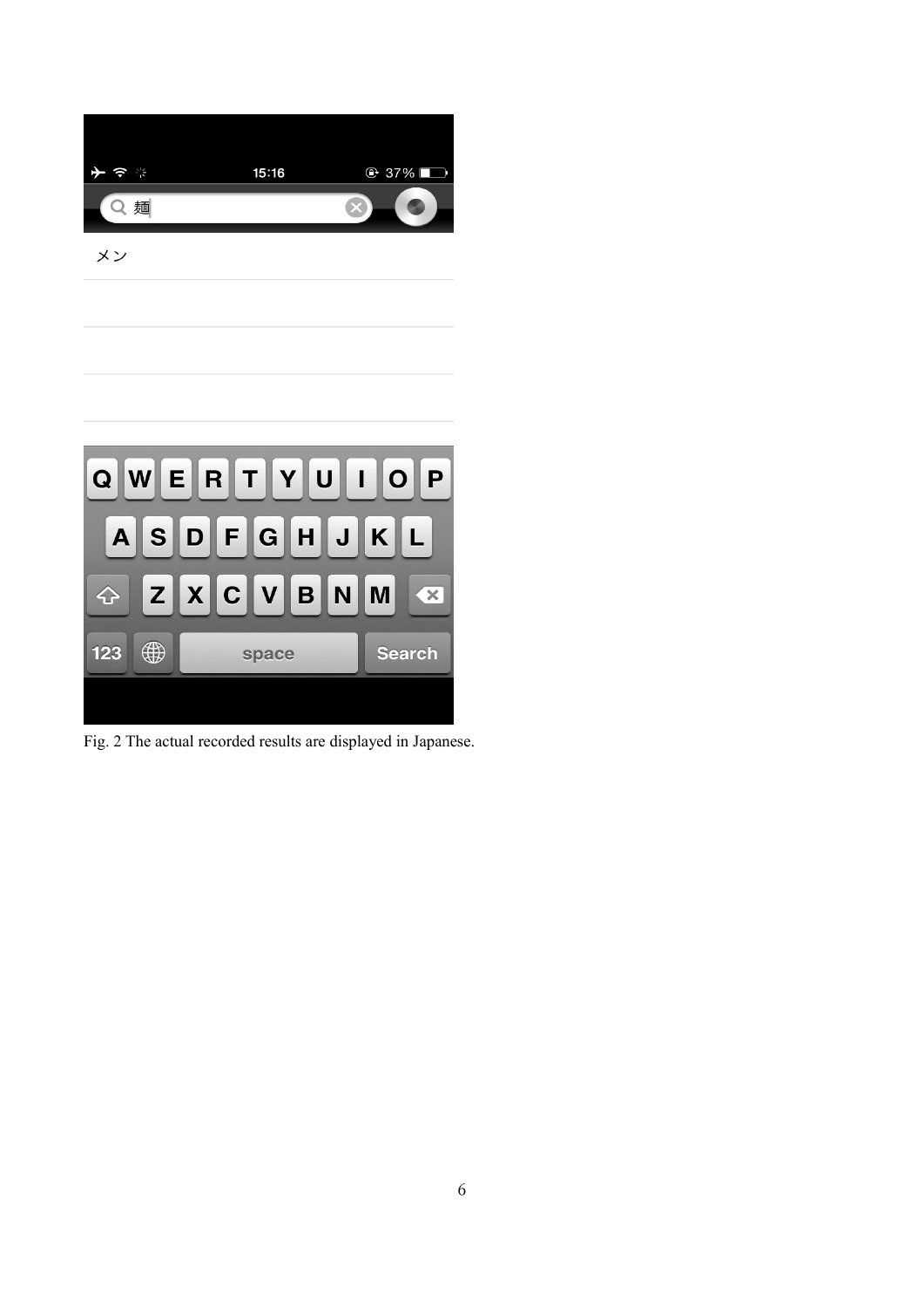Fig. 2 The actual recorded results are displayed in Japanese.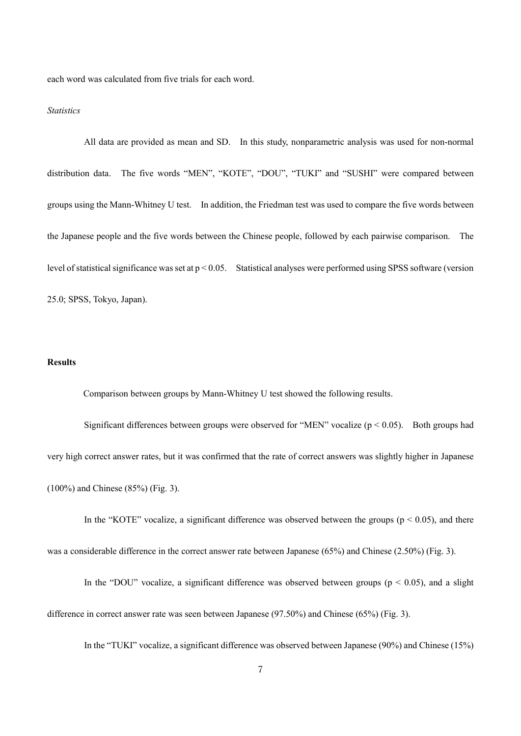each word was calculated from five trials for each word.

*Statistics*

All data are provided as mean and SD. In this study, nonparametric analysis was used for non-normal distribution data. The five words "MEN", "KOTE", "DOU", "TUKI" and "SUSHI" were compared between groups using the Mann-Whitney U test. In addition, the Friedman test was used to compare the five words between the Japanese people and the five words between the Chinese people, followed by each pairwise comparison. The level of statistical significance was set at $p < 0.05$. Statistical analyses were performed using SPSS software (version 25.0; SPSS, Tokyo, Japan).

## Results

Comparison between groups by Mann-Whitney U test showed the following results.

Significant differences between groups were observed for "MEN" vocalize ($p < 0.05$). Both groups had very high correct answer rates, but it was confirmed that the rate of correct answers was slightly higher in Japanese (100%) and Chinese (85%) (Fig. 3).

In the "KOTE" vocalize, a significant difference was observed between the groups ($p < 0.05$), and there was a considerable difference in the correct answer rate between Japanese (65%) and Chinese (2.50%) (Fig. 3).

In the "DOU" vocalize, a significant difference was observed between groups ($p < 0.05$), and a slight difference in correct answer rate was seen between Japanese (97.50%) and Chinese (65%) (Fig. 3).

In the "TUKI" vocalize, a significant difference was observed between Japanese (90%) and Chinese (15%)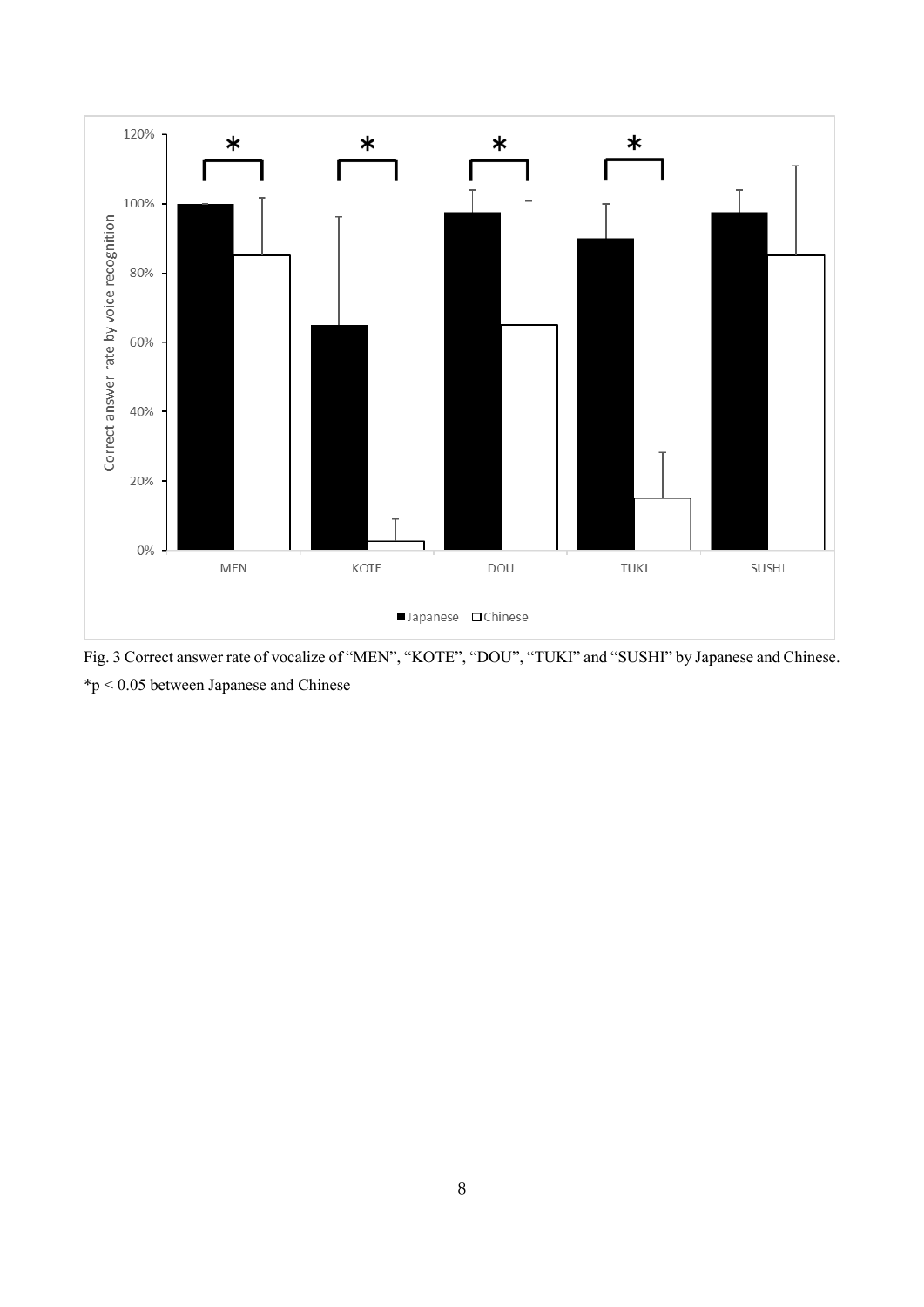Fig. 3 Correct answer rate of vocalize of “MEN”, “KOTE”, “DOU”, “TUKI” and “SUSHI” by Japanese and Chinese.
*$p < 0.05$ between Japanese and Chinese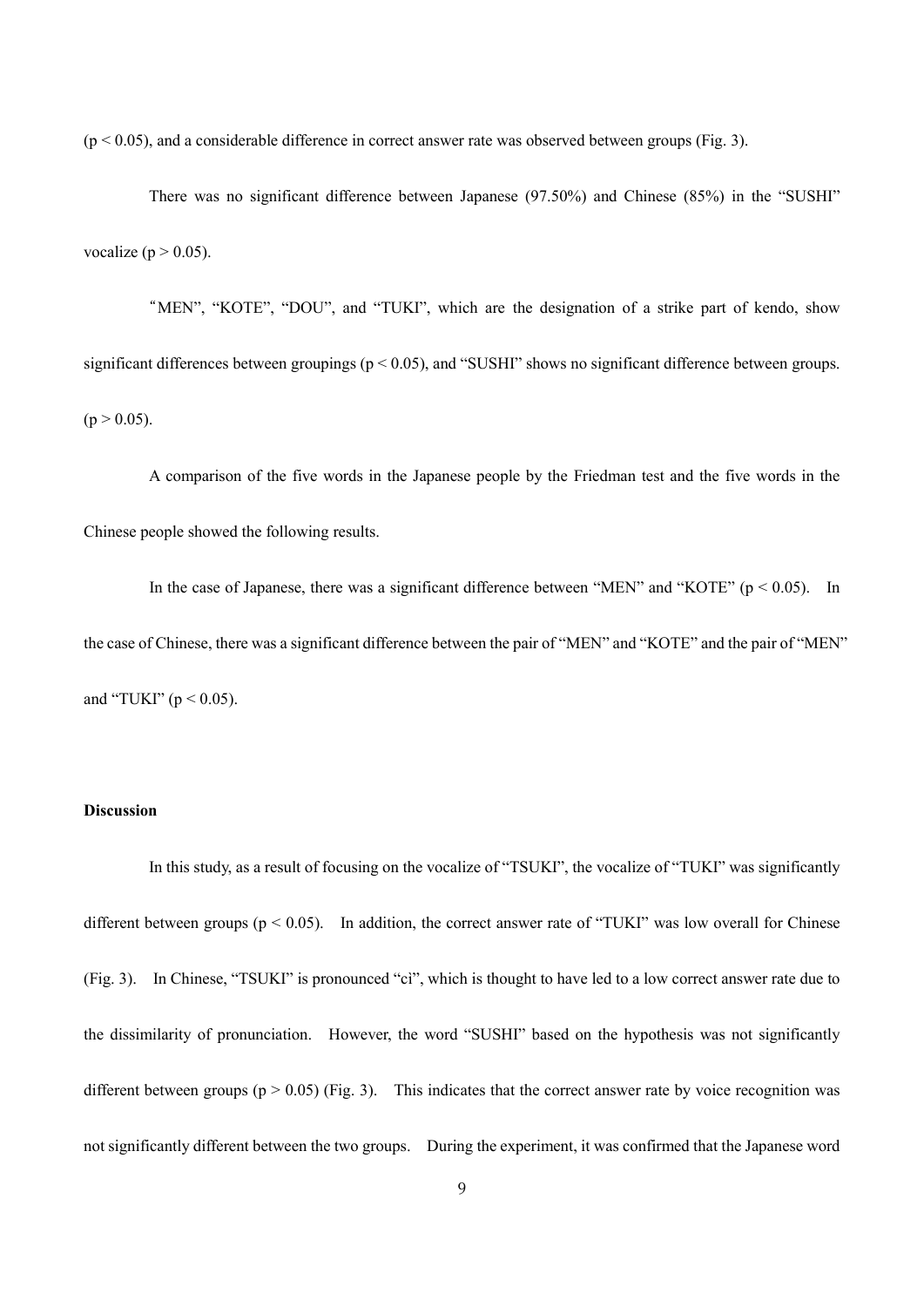($p < 0.05$), and a considerable difference in correct answer rate was observed between groups (Fig. 3).

There was no significant difference between Japanese (97.50%) and Chinese (85%) in the "SUSHI" vocalize ($p > 0.05$).

"MEN", "KOTE", "DOU", and "TUKI", which are the designation of a strike part of kendo, show significant differences between groupings ($p < 0.05$), and "SUSHI" shows no significant difference between groups. ($p > 0.05$).

A comparison of the five words in the Japanese people by the Friedman test and the five words in the Chinese people showed the following results.

In the case of Japanese, there was a significant difference between "MEN" and "KOTE" ($p < 0.05$). In the case of Chinese, there was a significant difference between the pair of "MEN" and "KOTE" and the pair of "MEN" and "TUKI" ($p < 0.05$).

**Discussion**

In this study, as a result of focusing on the vocalize of "TSUKI", the vocalize of "TUKI" was significantly different between groups ($p < 0.05$). In addition, the correct answer rate of "TUKI" was low overall for Chinese (Fig. 3). In Chinese, "TSUKI" is pronounced "cì", which is thought to have led to a low correct answer rate due to the dissimilarity of pronunciation. However, the word "SUSHI" based on the hypothesis was not significantly different between groups ($p > 0.05$) (Fig. 3). This indicates that the correct answer rate by voice recognition was not significantly different between the two groups. During the experiment, it was confirmed that the Japanese word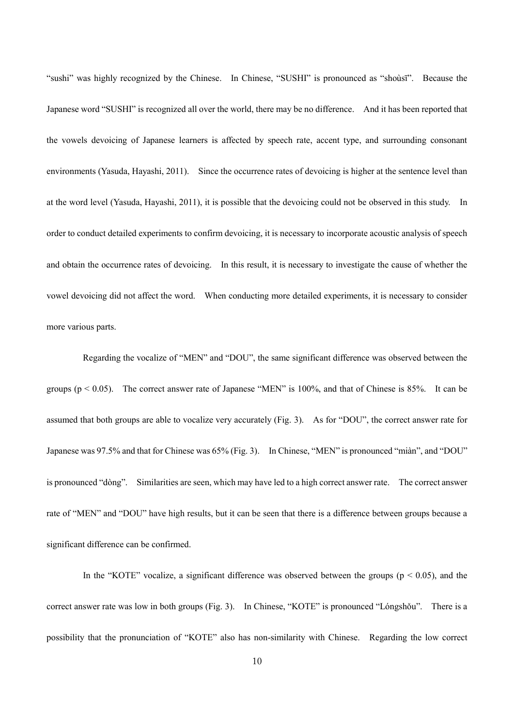"sushi" was highly recognized by the Chinese. In Chinese, "SUSHI" is pronounced as "shoùsī". Because the Japanese word "SUSHI" is recognized all over the world, there may be no difference. And it has been reported that the vowels devoicing of Japanese learners is affected by speech rate, accent type, and surrounding consonant environments (Yasuda, Hayashi, 2011). Since the occurrence rates of devoicing is higher at the sentence level than at the word level (Yasuda, Hayashi, 2011), it is possible that the devoicing could not be observed in this study. In order to conduct detailed experiments to confirm devoicing, it is necessary to incorporate acoustic analysis of speech and obtain the occurrence rates of devoicing. In this result, it is necessary to investigate the cause of whether the vowel devoicing did not affect the word. When conducting more detailed experiments, it is necessary to consider more various parts.

Regarding the vocalize of "MEN" and "DOU", the same significant difference was observed between the groups ($p < 0.05$). The correct answer rate of Japanese "MEN" is 100%, and that of Chinese is 85%. It can be assumed that both groups are able to vocalize very accurately (Fig. 3). As for "DOU", the correct answer rate for Japanese was 97.5% and that for Chinese was 65% (Fig. 3). In Chinese, "MEN" is pronounced "miàn", and "DOU" is pronounced "dòng". Similarities are seen, which may have led to a high correct answer rate. The correct answer rate of "MEN" and "DOU" have high results, but it can be seen that there is a difference between groups because a significant difference can be confirmed.

In the "KOTE" vocalize, a significant difference was observed between the groups ($p < 0.05$), and the correct answer rate was low in both groups (Fig. 3). In Chinese, "KOTE" is pronounced "Lóngshǒu". There is a possibility that the pronunciation of "KOTE" also has non-similarity with Chinese. Regarding the low correct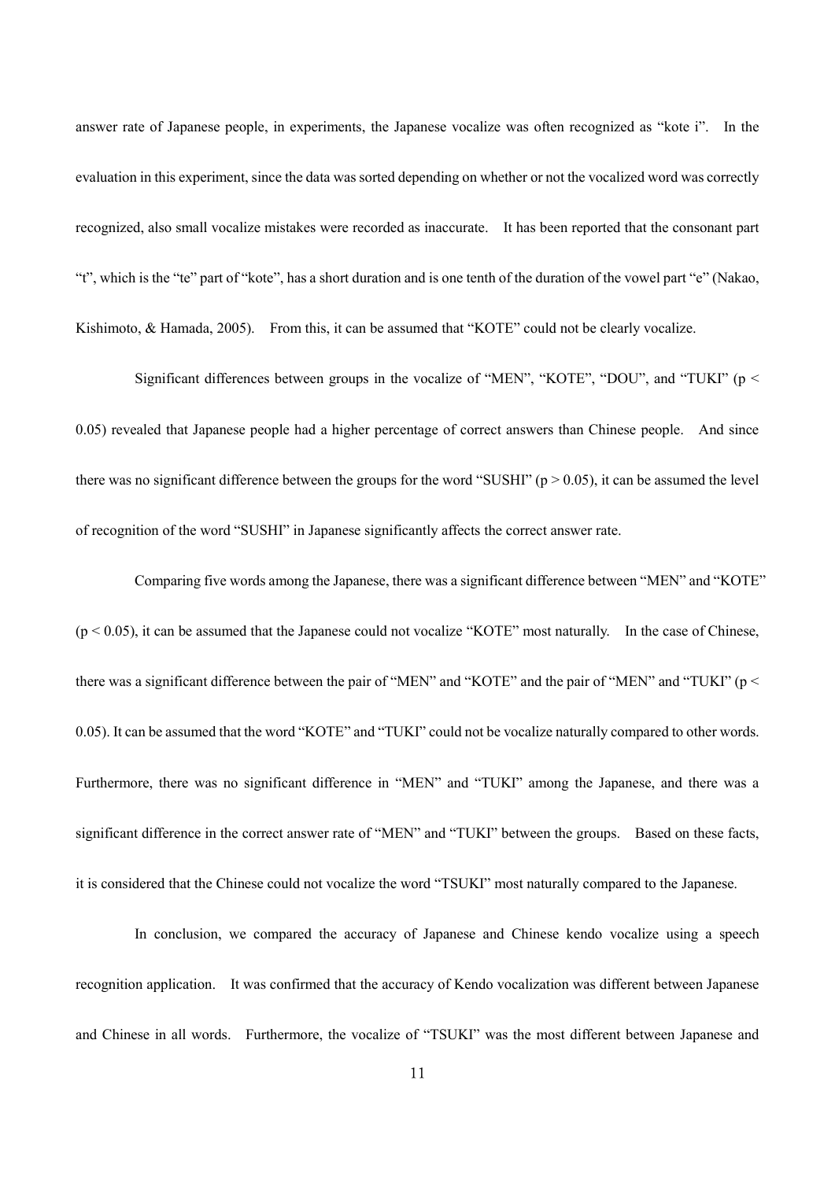answer rate of Japanese people, in experiments, the Japanese vocalize was often recognized as "kote i". In the evaluation in this experiment, since the data was sorted depending on whether or not the vocalized word was correctly recognized, also small vocalize mistakes were recorded as inaccurate. It has been reported that the consonant part "t", which is the "te" part of "kote", has a short duration and is one tenth of the duration of the vowel part "e" (Nakao, Kishimoto, & Hamada, 2005). From this, it can be assumed that "KOTE" could not be clearly vocalize.

Significant differences between groups in the vocalize of "MEN", "KOTE", "DOU", and "TUKI" ($p < 0.05$) revealed that Japanese people had a higher percentage of correct answers than Chinese people. And since there was no significant difference between the groups for the word "SUSHI" ($p > 0.05$), it can be assumed the level of recognition of the word "SUSHI" in Japanese significantly affects the correct answer rate.

Comparing five words among the Japanese, there was a significant difference between "MEN" and "KOTE" ($p < 0.05$), it can be assumed that the Japanese could not vocalize "KOTE" most naturally. In the case of Chinese, there was a significant difference between the pair of "MEN" and "KOTE" and the pair of "MEN" and "TUKI" ($p < 0.05$). It can be assumed that the word "KOTE" and "TUKI" could not be vocalize naturally compared to other words. Furthermore, there was no significant difference in "MEN" and "TUKI" among the Japanese, and there was a significant difference in the correct answer rate of "MEN" and "TUKI" between the groups. Based on these facts, it is considered that the Chinese could not vocalize the word "TSUKI" most naturally compared to the Japanese.

In conclusion, we compared the accuracy of Japanese and Chinese kendo vocalize using a speech recognition application. It was confirmed that the accuracy of Kendo vocalization was different between Japanese and Chinese in all words. Furthermore, the vocalize of "TSUKI" was the most different between Japanese and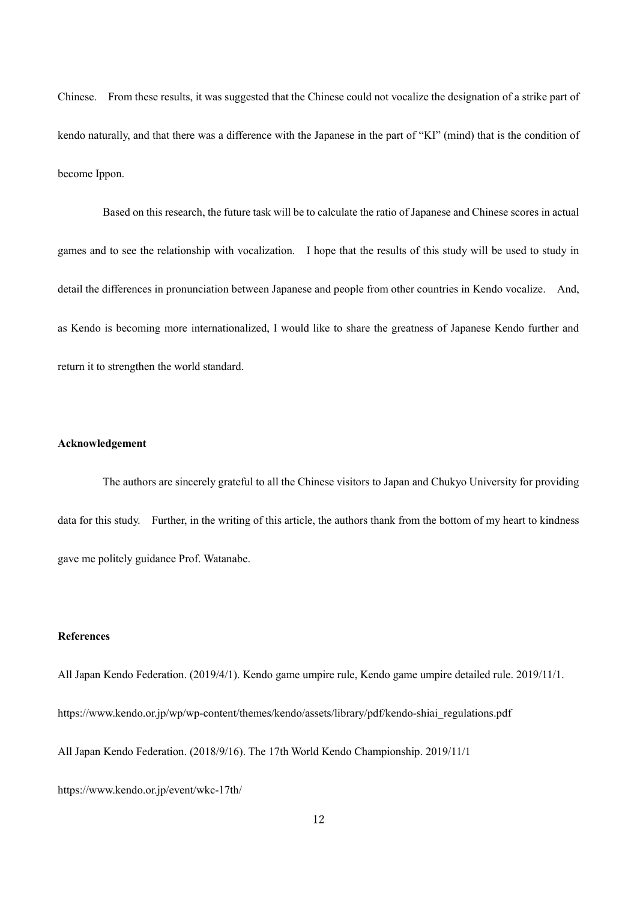Chinese.　From these results, it was suggested that the Chinese could not vocalize the designation of a strike part of kendo naturally, and that there was a difference with the Japanese in the part of "KI" (mind) that is the condition of become Ippon.

Based on this research, the future task will be to calculate the ratio of Japanese and Chinese scores in actual games and to see the relationship with vocalization.　I hope that the results of this study will be used to study in detail the differences in pronunciation between Japanese and people from other countries in Kendo vocalize.　And, as Kendo is becoming more internationalized, I would like to share the greatness of Japanese Kendo further and return it to strengthen the world standard.

**Acknowledgement**

The authors are sincerely grateful to all the Chinese visitors to Japan and Chukyo University for providing data for this study.　Further, in the writing of this article, the authors thank from the bottom of my heart to kindness gave me politely guidance Prof. Watanabe.

**References**

All Japan Kendo Federation. (2019/4/1). Kendo game umpire rule, Kendo game umpire detailed rule. 2019/11/1. https://www.kendo.or.jp/wp/wp-content/themes/kendo/assets/library/pdf/kendo-shiai_regulations.pdf

All Japan Kendo Federation. (2018/9/16). The 17th World Kendo Championship. 2019/11/1 https://www.kendo.or.jp/event/wkc-17th/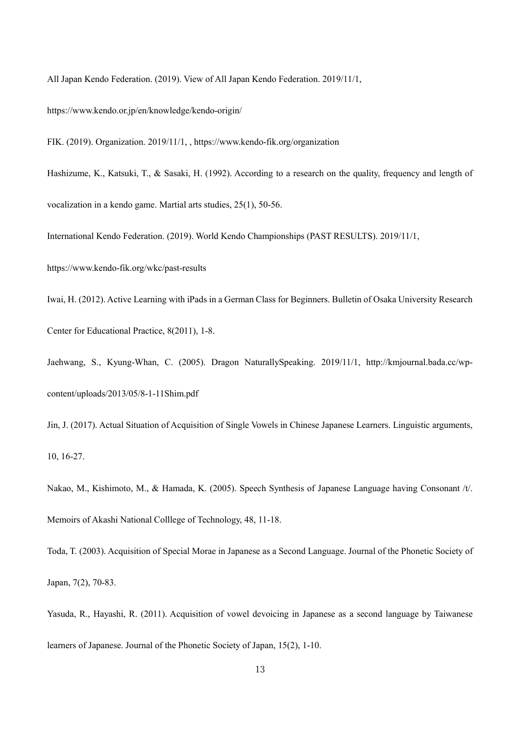All Japan Kendo Federation. (2019). View of All Japan Kendo Federation. 2019/11/1, https://www.kendo.or.jp/en/knowledge/kendo-origin/

FIK. (2019). Organization. 2019/11/1, , https://www.kendo-fik.org/organization

Hashizume, K., Katsuki, T., & Sasaki, H. (1992). According to a research on the quality, frequency and length of vocalization in a kendo game. Martial arts studies, 25(1), 50-56.

International Kendo Federation. (2019). World Kendo Championships (PAST RESULTS). 2019/11/1, https://www.kendo-fik.org/wkc/past-results

Iwai, H. (2012). Active Learning with iPads in a German Class for Beginners. Bulletin of Osaka University Research Center for Educational Practice, 8(2011), 1-8.

Jaehwang, S., Kyung-Whan, C. (2005). Dragon NaturallySpeaking. 2019/11/1, http://kmjournal.bada.cc/wp-content/uploads/2013/05/8-1-11Shim.pdf

Jin, J. (2017). Actual Situation of Acquisition of Single Vowels in Chinese Japanese Learners. Linguistic arguments, 10, 16-27.

Nakao, M., Kishimoto, M., & Hamada, K. (2005). Speech Synthesis of Japanese Language having Consonant /t/. Memoirs of Akashi National Colllege of Technology, 48, 11-18.

Toda, T. (2003). Acquisition of Special Morae in Japanese as a Second Language. Journal of the Phonetic Society of Japan, 7(2), 70-83.

Yasuda, R., Hayashi, R. (2011). Acquisition of vowel devoicing in Japanese as a second language by Taiwanese learners of Japanese. Journal of the Phonetic Society of Japan, 15(2), 1-10.